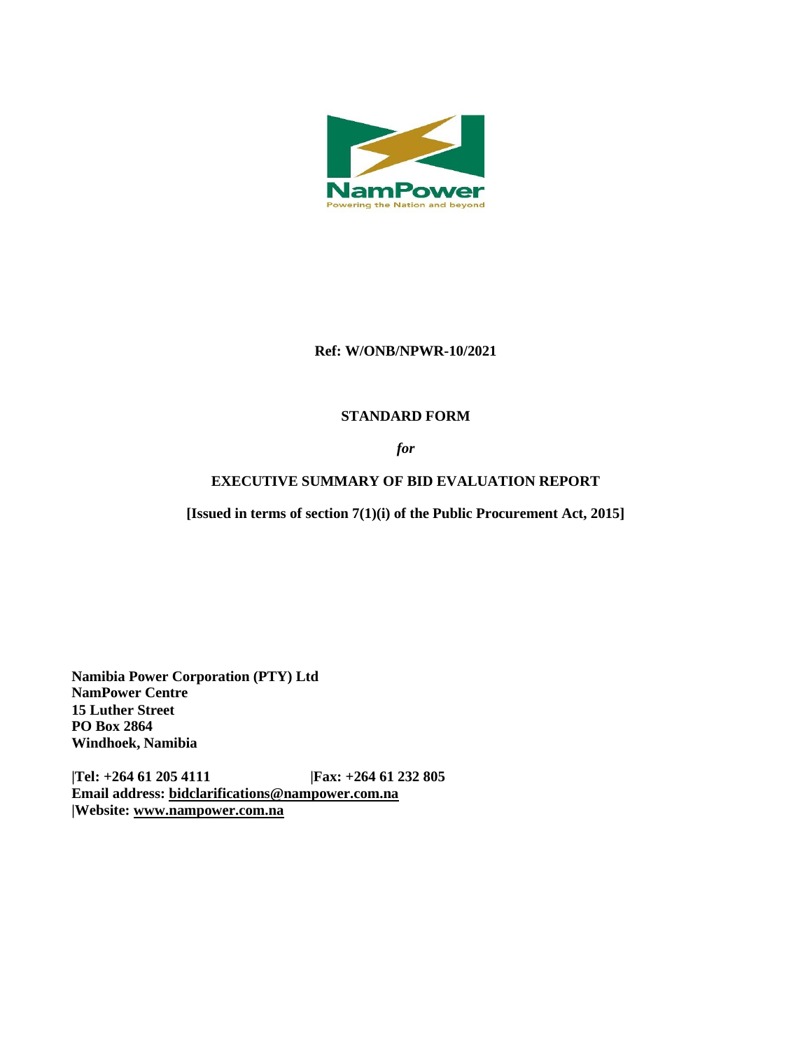NamPower

Powering the Nation and beyond

**Ref: W/ONB/NPWR-10/2021**

**STANDARD FORM**

***for***

**EXECUTIVE SUMMARY OF BID EVALUATION REPORT**

**[Issued in terms of section 7(1)(i) of the Public Procurement Act, 2015]**

**Namibia Power Corporation (PTY) Ltd**
**NamPower Centre**
**15 Luther Street**
**PO Box 2864**
**Windhoek, Namibia**

**|Tel: +264 61 205 4111 |Fax: +264 61 232 805**
**Email address: bidclarifications@nampower.com.na**
**|Website: www.nampower.com.na**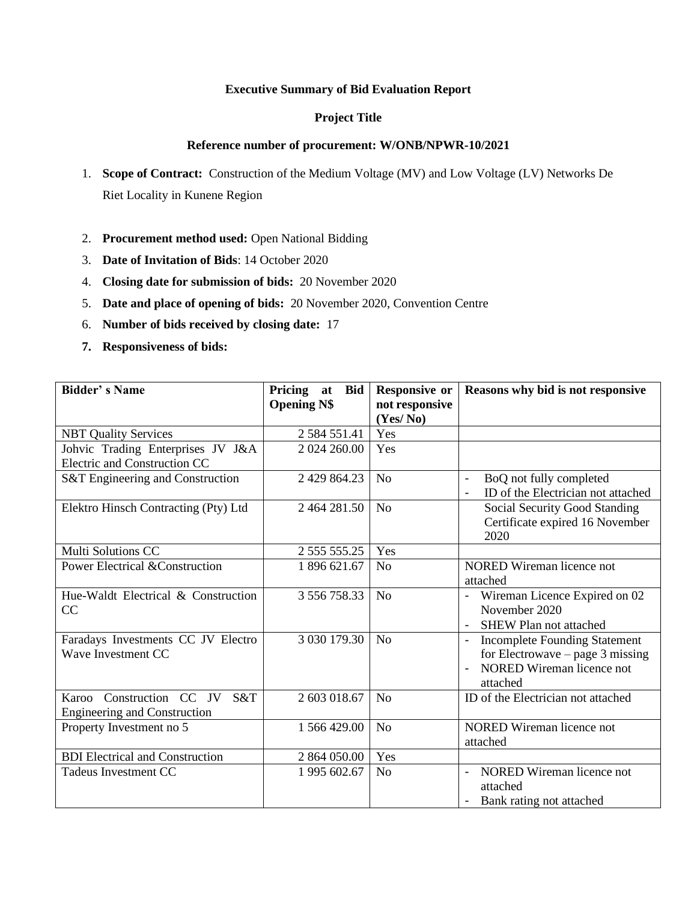**Executive Summary of Bid Evaluation Report**

**Project Title**

**Reference number of procurement: W/ONB/NPWR-10/2021**

1. **Scope of Contract:** Construction of the Medium Voltage (MV) and Low Voltage (LV) Networks De Riet Locality in Kunene Region
2. **Procurement method used:** Open National Bidding
3. **Date of Invitation of Bids**: 14 October 2020
4. **Closing date for submission of bids:** 20 November 2020
5. **Date and place of opening of bids:** 20 November 2020, Convention Centre
6. **Number of bids received by closing date:** 17
7. **Responsiveness of bids:**

| **Bidder' s Name** | **Pricing at Bid Opening N$** | **Responsive or not responsive (Yes/ No)** | **Reasons why bid is not responsive** |
|---|---|---|---|
| NBT Quality Services | 2 584 551.41 | Yes | |
| Johvic Trading Enterprises JV J&A Electric and Construction CC | 2 024 260.00 | Yes | |
| S&T Engineering and Construction | 2 429 864.23 | No | - BoQ not fully completed<br>- ID of the Electrician not attached |
| Elektro Hinsch Contracting (Pty) Ltd | 2 464 281.50 | No | Social Security Good Standing Certificate expired 16 November 2020 |
| Multi Solutions CC | 2 555 555.25 | Yes | |
| Power Electrical &Construction | 1 896 621.67 | No | NORED Wireman licence not attached |
| Hue-Waldt Electrical & Construction CC | 3 556 758.33 | No | - Wireman Licence Expired on 02 November 2020<br>- SHEW Plan not attached |
| Faradays Investments CC JV Electro Wave Investment CC | 3 030 179.30 | No | - Incomplete Founding Statement for Electrowave – page 3 missing<br>- NORED Wireman licence not attached |
| Karoo Construction CC JV S&T Engineering and Construction | 2 603 018.67 | No | ID of the Electrician not attached |
| Property Investment no 5 | 1 566 429.00 | No | NORED Wireman licence not attached |
| BDI Electrical and Construction | 2 864 050.00 | Yes | |
| Tadeus Investment CC | 1 995 602.67 | No | - NORED Wireman licence not attached<br>- Bank rating not attached |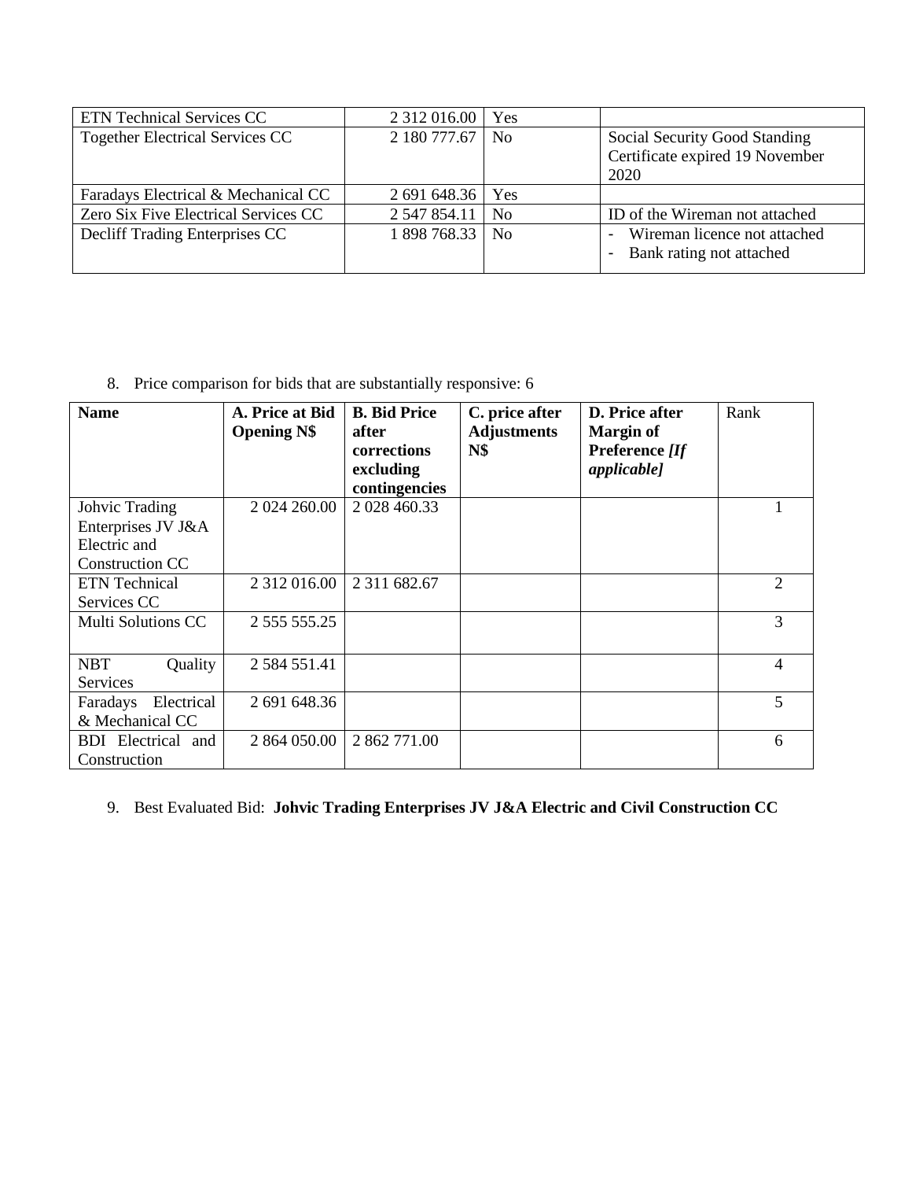| | | | |
|---|---|---|---|
| ETN Technical Services CC | 2 312 016.00 | Yes | |
| Together Electrical Services CC | 2 180 777.67 | No | Social Security Good Standing Certificate expired 19 November 2020 |
| Faradays Electrical & Mechanical CC | 2 691 648.36 | Yes | |
| Zero Six Five Electrical Services CC | 2 547 854.11 | No | ID of the Wireman not attached |
| Decliff Trading Enterprises CC | 1 898 768.33 | No | - Wireman licence not attached<br>- Bank rating not attached |

8. Price comparison for bids that are substantially responsive: 6

| **Name** | **A. Price at Bid Opening N$** | **B. Bid Price after corrections excluding contingencies** | **C. price after Adjustments N$** | **D. Price after Margin of Preference *[If applicable]*** | Rank |
|---|---|---|---|---|---|
| Johvic Trading Enterprises JV J&A Electric and Construction CC | 2 024 260.00 | 2 028 460.33 | | | 1 |
| ETN Technical Services CC | 2 312 016.00 | 2 311 682.67 | | | 2 |
| Multi Solutions CC | 2 555 555.25 | | | | 3 |
| NBT Quality Services | 2 584 551.41 | | | | 4 |
| Faradays Electrical & Mechanical CC | 2 691 648.36 | | | | 5 |
| BDI Electrical and Construction | 2 864 050.00 | 2 862 771.00 | | | 6 |

9. Best Evaluated Bid: **Johvic Trading Enterprises JV J&A Electric and Civil Construction CC**